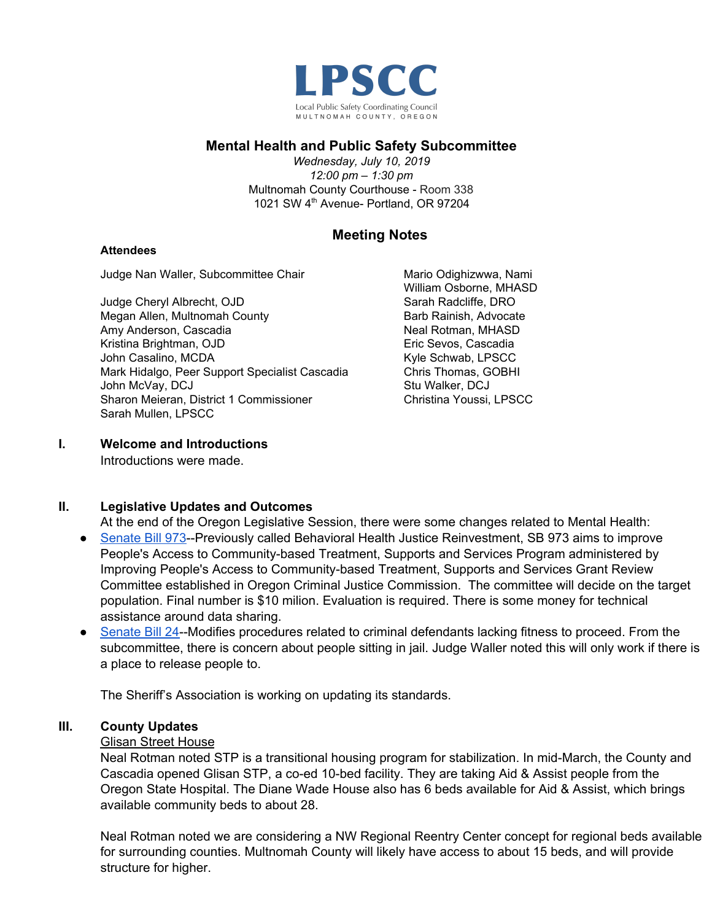LPSCC

Local Public Safety Coordinating Council
MULTNOMAH COUNTY, OREGON

## Mental Health and Public Safety Subcommittee

*Wednesday, July 10, 2019*
*12:00 pm – 1:30 pm*
Multnomah County Courthouse - Room 338
1021 SW 4th Avenue- Portland, OR 97204

## Meeting Notes

**Attendees**

Judge Nan Waller, Subcommittee Chair

Judge Cheryl Albrecht, OJD
Megan Allen, Multnomah County
Amy Anderson, Cascadia
Kristina Brightman, OJD
John Casalino, MCDA
Mark Hidalgo, Peer Support Specialist Cascadia
John McVay, DCJ
Sharon Meieran, District 1 Commissioner
Sarah Mullen, LPSCC
Mario Odighizwwa, Nami
William Osborne, MHASD
Sarah Radcliffe, DRO
Barb Rainish, Advocate
Neal Rotman, MHASD
Eric Sevos, Cascadia
Kyle Schwab, LPSCC
Chris Thomas, GOBHI
Stu Walker, DCJ
Christina Youssi, LPSCC

### I. Welcome and Introductions

Introductions were made.

### II. Legislative Updates and Outcomes

At the end of the Oregon Legislative Session, there were some changes related to Mental Health:

- Senate Bill 973--Previously called Behavioral Health Justice Reinvestment, SB 973 aims to improve People's Access to Community-based Treatment, Supports and Services Program administered by Improving People's Access to Community-based Treatment, Supports and Services Grant Review Committee established in Oregon Criminal Justice Commission. The committee will decide on the target population. Final number is $10 milion. Evaluation is required. There is some money for technical assistance around data sharing.
- Senate Bill 24--Modifies procedures related to criminal defendants lacking fitness to proceed. From the subcommittee, there is concern about people sitting in jail. Judge Waller noted this will only work if there is a place to release people to.

The Sheriff's Association is working on updating its standards.

### III. County Updates

<u>Glisan Street House</u>

Neal Rotman noted STP is a transitional housing program for stabilization. In mid-March, the County and Cascadia opened Glisan STP, a co-ed 10-bed facility. They are taking Aid & Assist people from the Oregon State Hospital. The Diane Wade House also has 6 beds available for Aid & Assist, which brings available community beds to about 28.

Neal Rotman noted we are considering a NW Regional Reentry Center concept for regional beds available for surrounding counties. Multnomah County will likely have access to about 15 beds, and will provide structure for higher.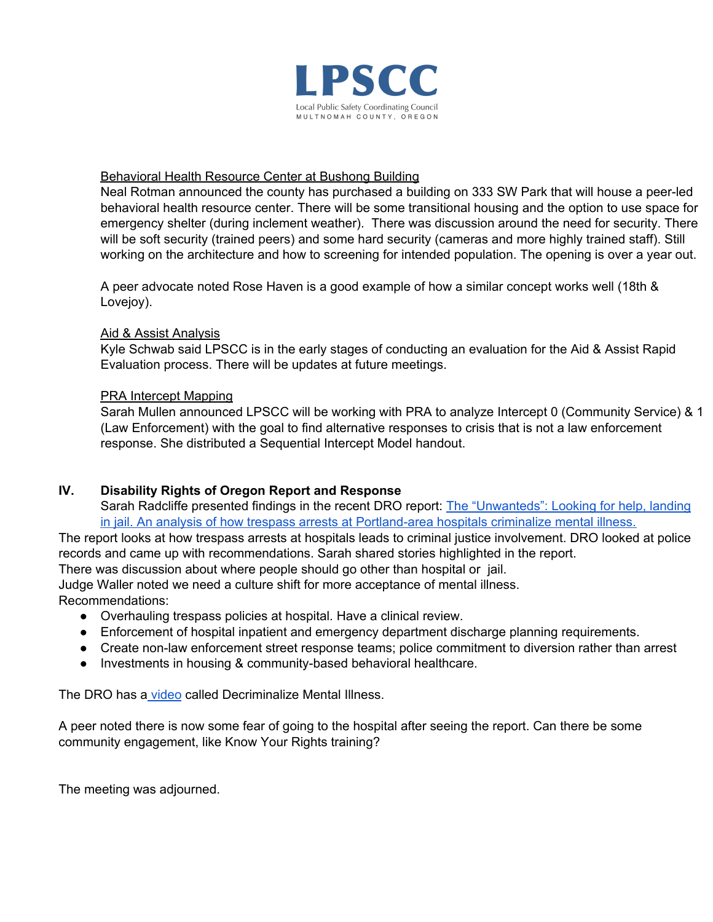Behavioral Health Resource Center at Bushong Building

Neal Rotman announced the county has purchased a building on 333 SW Park that will house a peer-led behavioral health resource center. There will be some transitional housing and the option to use space for emergency shelter (during inclement weather). There was discussion around the need for security. There will be soft security (trained peers) and some hard security (cameras and more highly trained staff). Still working on the architecture and how to screening for intended population. The opening is over a year out.

A peer advocate noted Rose Haven is a good example of how a similar concept works well (18th & Lovejoy).

Aid & Assist Analysis

Kyle Schwab said LPSCC is in the early stages of conducting an evaluation for the Aid & Assist Rapid Evaluation process. There will be updates at future meetings.

PRA Intercept Mapping

Sarah Mullen announced LPSCC will be working with PRA to analyze Intercept 0 (Community Service) & 1 (Law Enforcement) with the goal to find alternative responses to crisis that is not a law enforcement response. She distributed a Sequential Intercept Model handout.

## IV. Disability Rights of Oregon Report and Response

Sarah Radcliffe presented findings in the recent DRO report: The "Unwanteds": Looking for help, landing in jail. An analysis of how trespass arrests at Portland-area hospitals criminalize mental illness.

The report looks at how trespass arrests at hospitals leads to criminal justice involvement. DRO looked at police records and came up with recommendations. Sarah shared stories highlighted in the report.

There was discussion about where people should go other than hospital or jail.

Judge Waller noted we need a culture shift for more acceptance of mental illness.

Recommendations:

- Overhauling trespass policies at hospital. Have a clinical review.
- Enforcement of hospital inpatient and emergency department discharge planning requirements.
- Create non-law enforcement street response teams; police commitment to diversion rather than arrest
- Investments in housing & community-based behavioral healthcare.

The DRO has a video called Decriminalize Mental Illness.

A peer noted there is now some fear of going to the hospital after seeing the report. Can there be some community engagement, like Know Your Rights training?

The meeting was adjourned.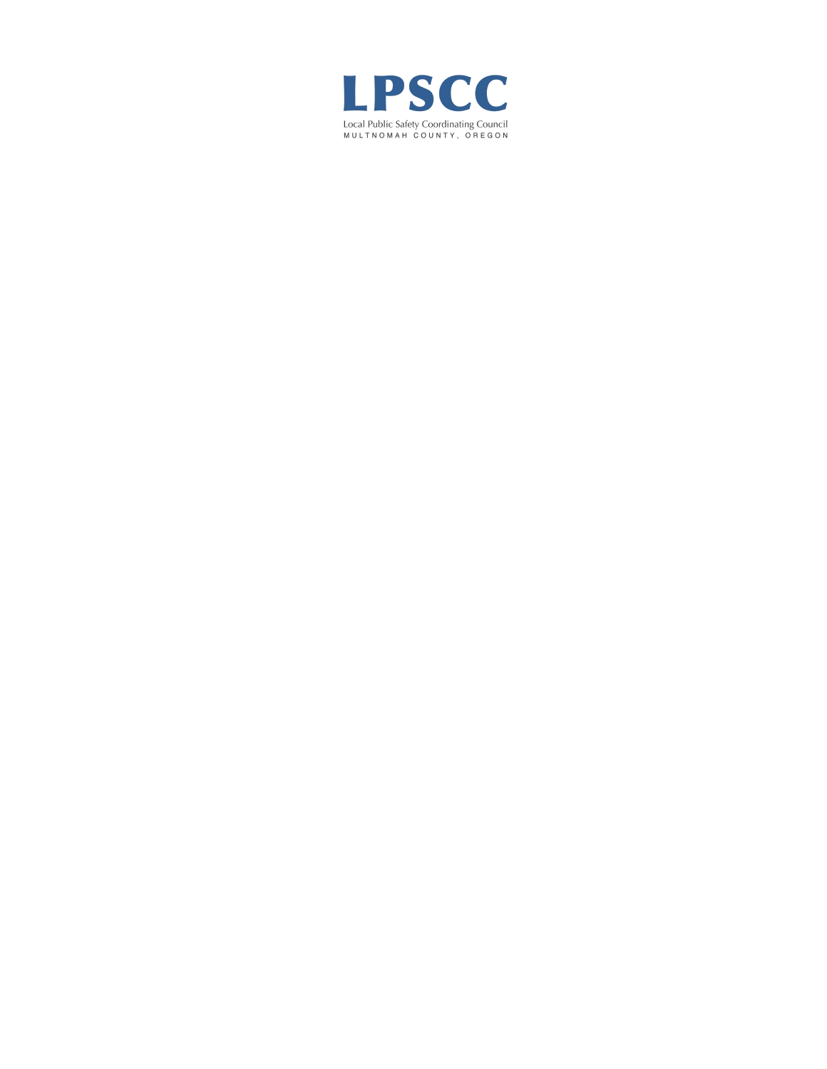# LPSCC

Local Public Safety Coordinating Council

MULTNOMAH COUNTY, OREGON